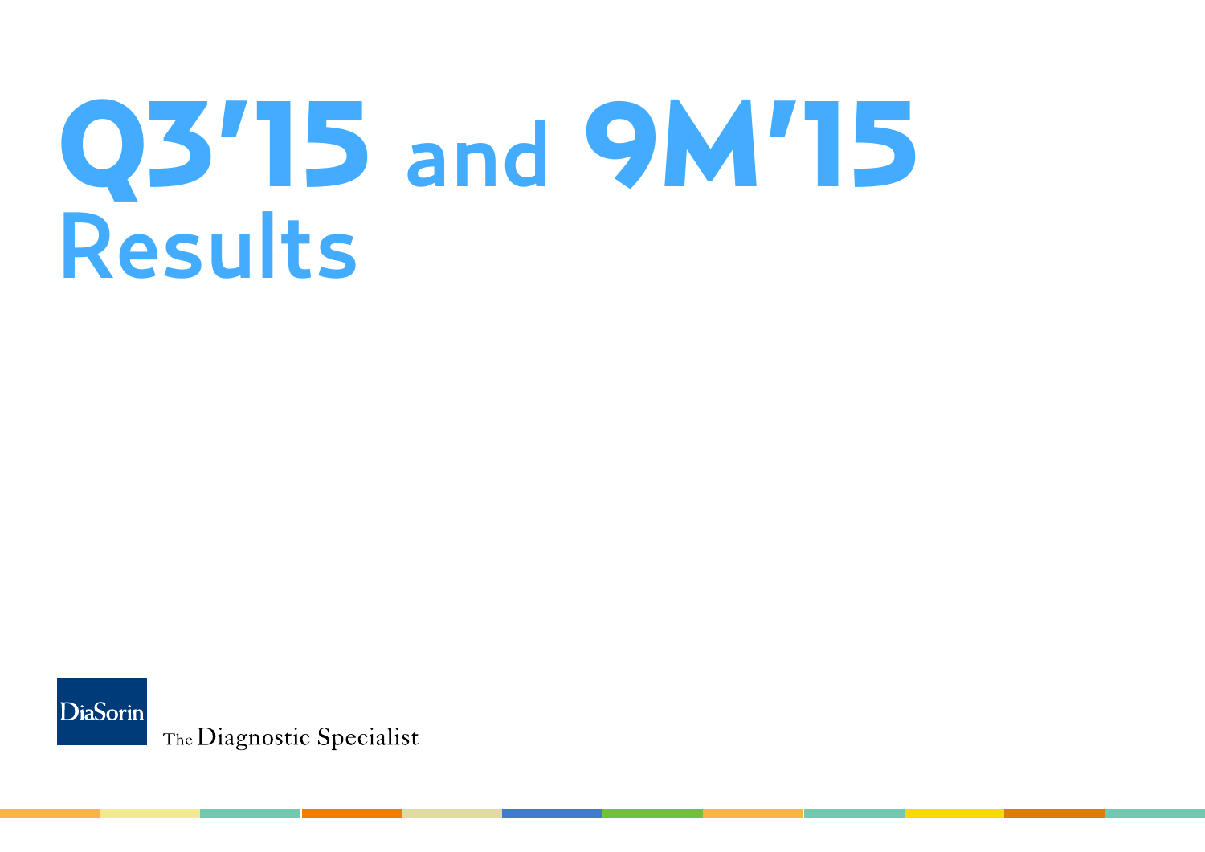# Q3'15 and 9M'15 Results

DiaSorin

The Diagnostic Specialist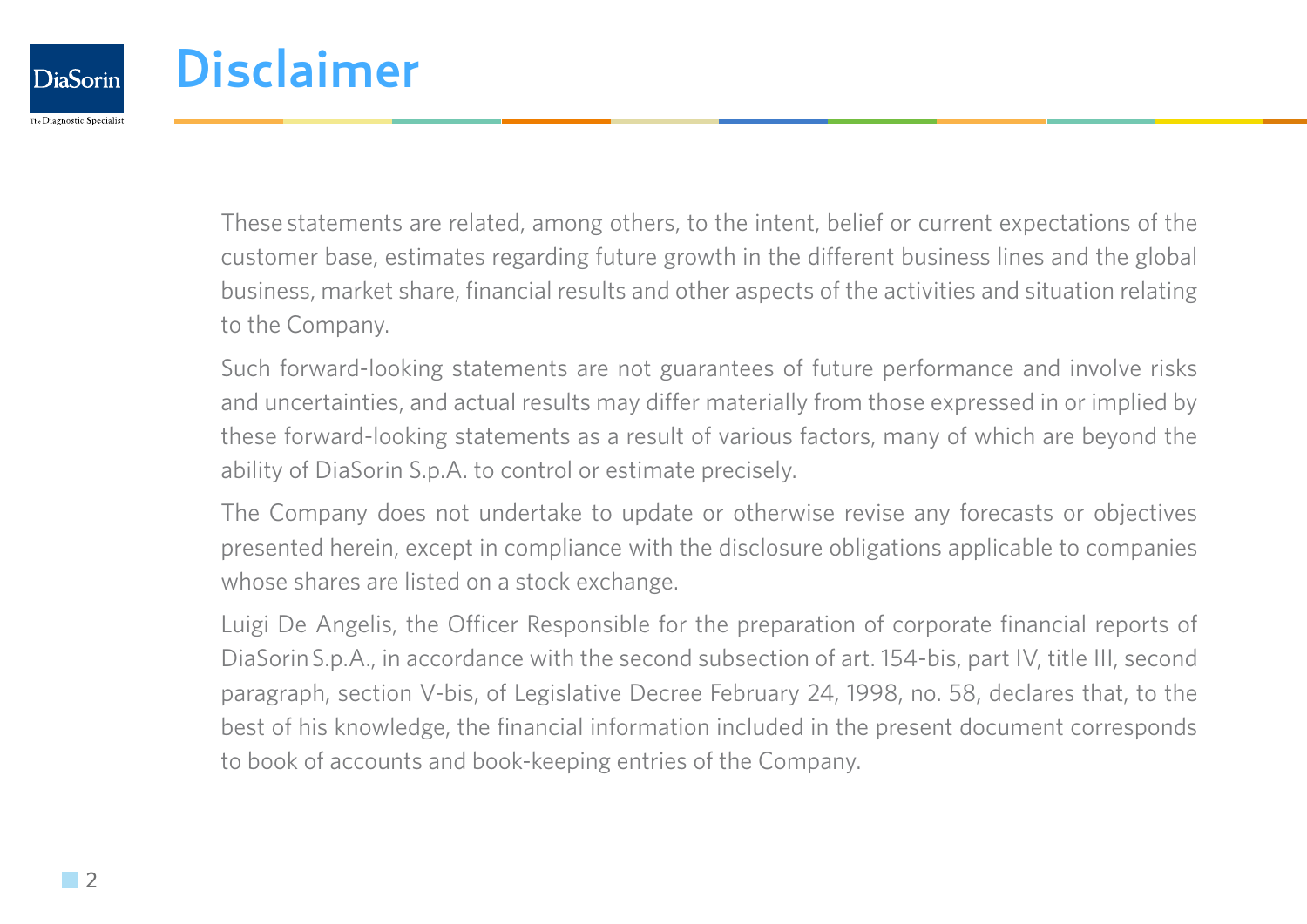# Disclaimer

These statements are related, among others, to the intent, belief or current expectations of the customer base, estimates regarding future growth in the different business lines and the global business, market share, financial results and other aspects of the activities and situation relating to the Company.

Such forward-looking statements are not guarantees of future performance and involve risks and uncertainties, and actual results may differ materially from those expressed in or implied by these forward-looking statements as a result of various factors, many of which are beyond the ability of DiaSorin S.p.A. to control or estimate precisely.

The Company does not undertake to update or otherwise revise any forecasts or objectives presented herein, except in compliance with the disclosure obligations applicable to companies whose shares are listed on a stock exchange.

Luigi De Angelis, the Officer Responsible for the preparation of corporate financial reports of DiaSorin S.p.A., in accordance with the second subsection of art. 154-bis, part IV, title III, second paragraph, section V-bis, of Legislative Decree February 24, 1998, no. 58, declares that, to the best of his knowledge, the financial information included in the present document corresponds to book of accounts and book-keeping entries of the Company.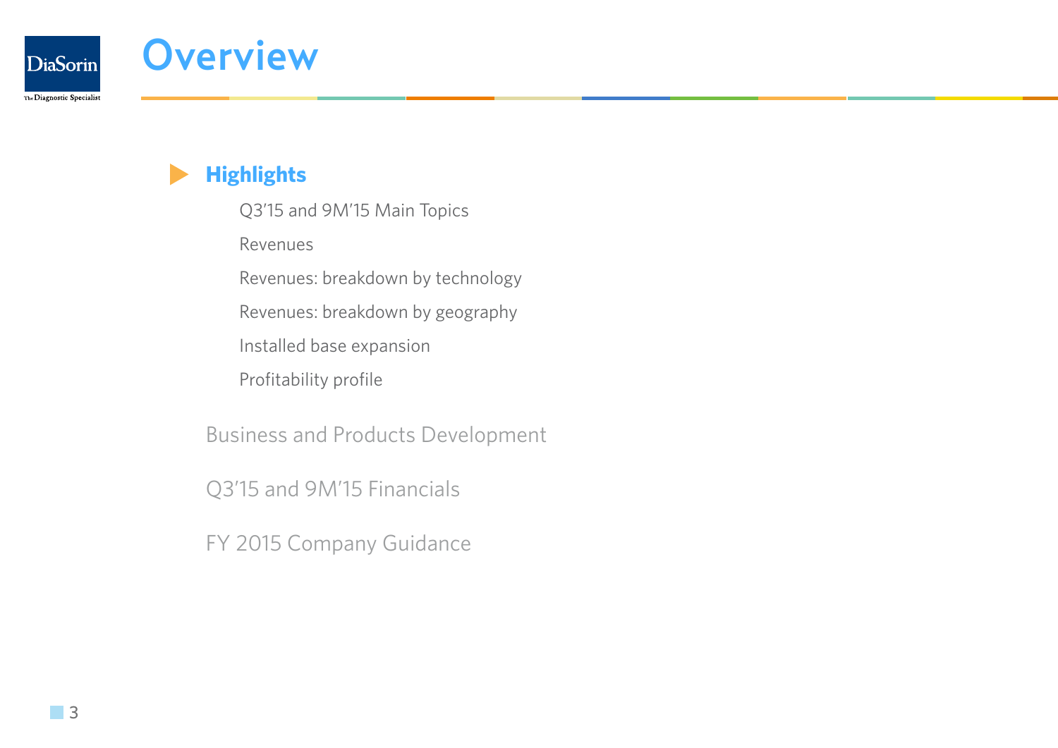# Overview

## Highlights

- Q3'15 and 9M'15 Main Topics
- Revenues
- Revenues: breakdown by technology
- Revenues: breakdown by geography
- Installed base expansion
- Profitability profile

## Business and Products Development

## Q3'15 and 9M'15 Financials

## FY 2015 Company Guidance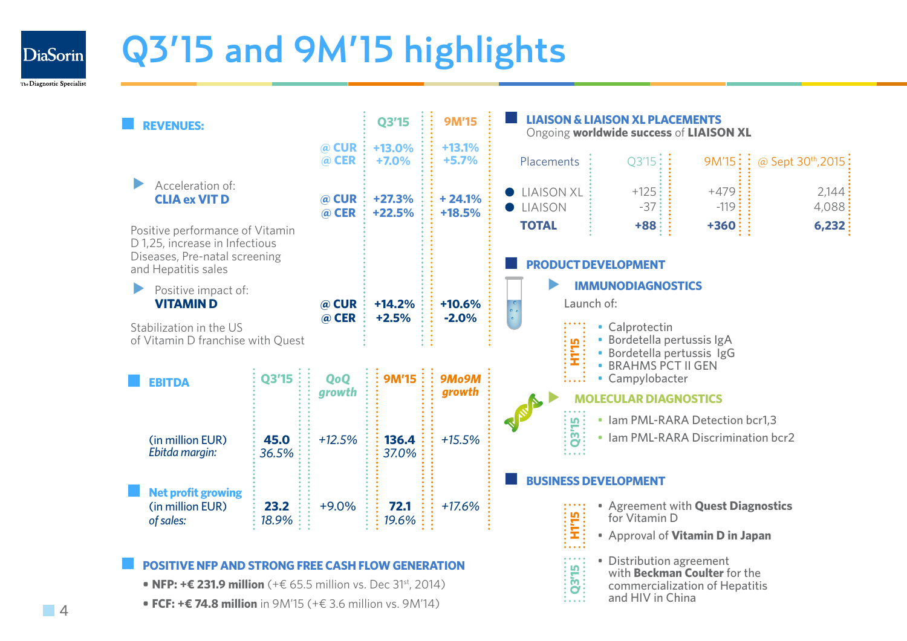# Q3'15 and 9M'15 highlights

## REVENUES:

| | | Q3'15 | 9M'15 |
|---|---|---|---|
| | @ CUR | +13.0% | +13.1% |
| | @ CER | +7.0% | +5.7% |
| Acceleration of: **CLIA ex VIT D** | @ CUR | +27.3% | + 24.1% |
| | @ CER | +22.5% | +18.5% |
| Positive impact of: **VITAMIN D** | @ CUR | +14.2% | +10.6% |
| | @ CER | +2.5% | -2.0% |

Positive performance of Vitamin D 1,25, increase in Infectious Diseases, Pre-natal screening and Hepatitis sales

Stabilization in the US of Vitamin D franchise with Quest

## EBITDA

| | Q3'15 | QoQ growth | 9M'15 | 9Mo9M growth |
|---|---|---|---|---|
| (in million EUR) | 45.0 | +12.5% | 136.4 | +15.5% |
| *Ebitda margin:* | *36.5%* | | *37.0%* | |

## Net profit growing

| | Q3'15 | QoQ growth | 9M'15 | 9Mo9M growth |
|---|---|---|---|---|
| (in million EUR) | 23.2 | +9.0% | 72.1 | +17.6% |
| *of sales:* | *18.9%* | | *19.6%* | |

## POSITIVE NFP AND STRONG FREE CASH FLOW GENERATION

- **NFP: +€ 231.9 million** (+€ 65.5 million vs. Dec 31st, 2014)
- **FCF: +€ 74.8 million** in 9M'15 (+€ 3.6 million vs. 9M'14)

## LIAISON & LIAISON XL PLACEMENTS

Ongoing **worldwide success** of **LIAISON XL**

| Placements | Q3'15 | 9M'15 | @ Sept 30th,2015 |
|---|---|---|---|
| LIAISON XL | +125 | +479 | 2,144 |
| LIAISON | -37 | -119 | 4,088 |
| **TOTAL** | **+88** | **+360** | **6,232** |

## PRODUCT DEVELOPMENT

### IMMUNODIAGNOSTICS

Launch of:

H1'15
- Calprotectin
- Bordetella pertussis IgA
- Bordetella pertussis IgG
- BRAHMS PCT II GEN
- Campylobacter

### MOLECULAR DIAGNOSTICS

Q3'15
- Iam PML-RARA Detection bcr1,3
- Iam PML-RARA Discrimination bcr2

## BUSINESS DEVELOPMENT

H1'15
- Agreement with **Quest Diagnostics** for Vitamin D
- Approval of **Vitamin D in Japan**

Q3'15
- Distribution agreement with **Beckman Coulter** for the commercialization of Hepatitis and HIV in China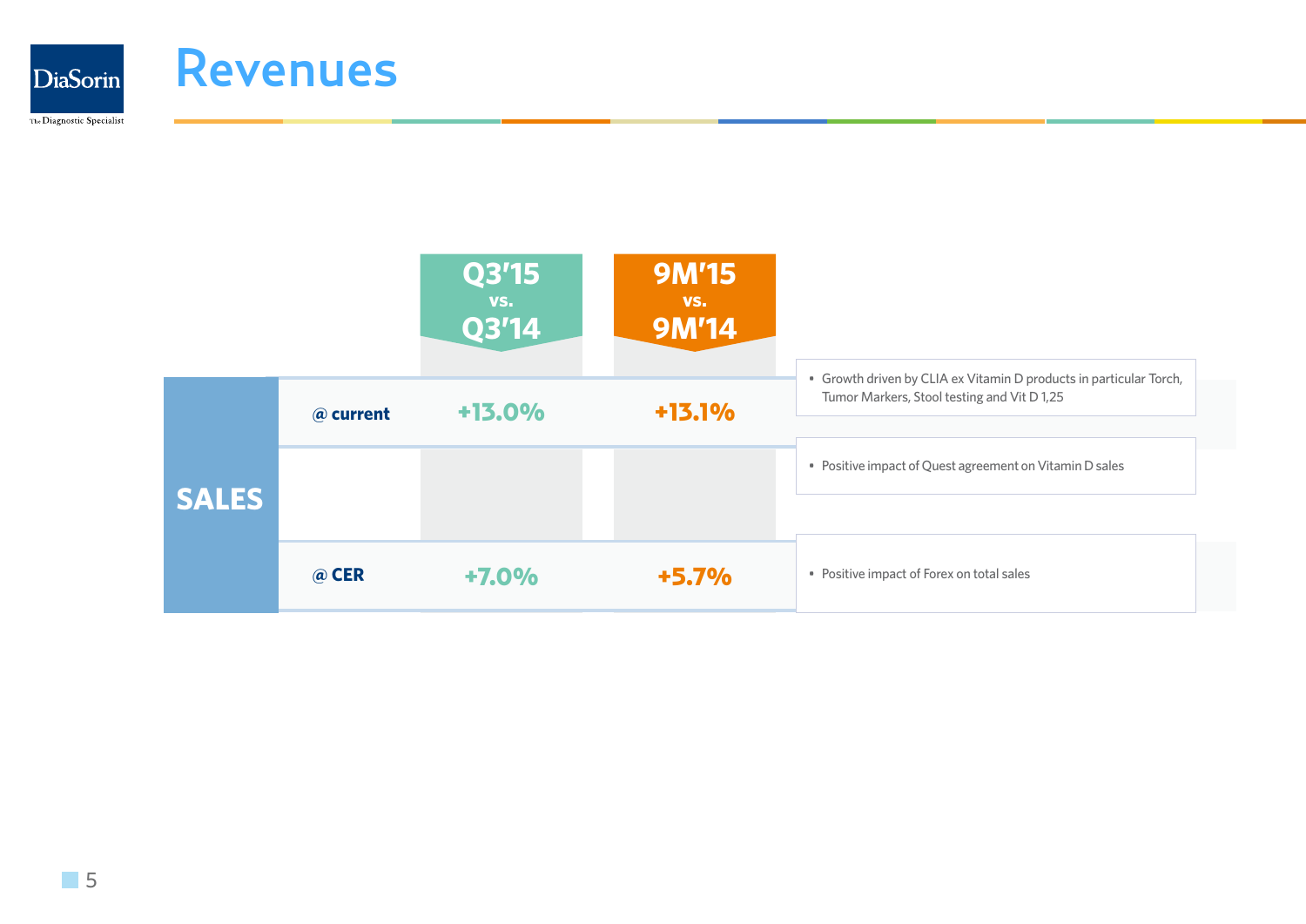# Revenues

| SALES | Q3'15 vs. Q3'14 | 9M'15 vs. 9M'14 | |
|---|---|---|---|
| @ current | +13.0% | +13.1% | • Growth driven by CLIA ex Vitamin D products in particular Torch, Tumor Markers, Stool testing and Vit D 1,25 |
| | | | • Positive impact of Quest agreement on Vitamin D sales |
| @ CER | +7.0% | +5.7% | • Positive impact of Forex on total sales |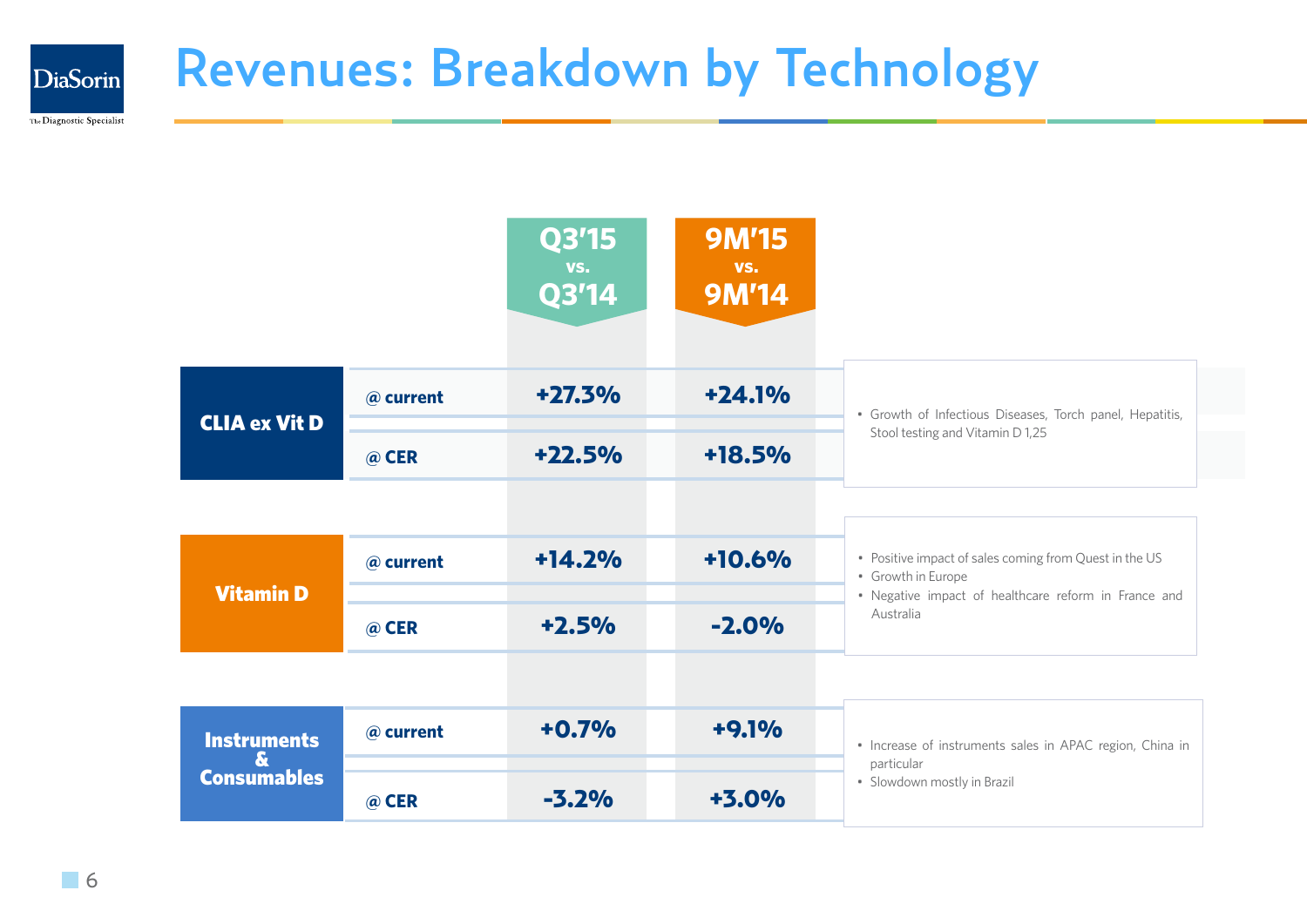# Revenues: Breakdown by Technology

| | | Q3'15 vs. Q3'14 | 9M'15 vs. 9M'14 | |
|---|---|---|---|---|
| **CLIA ex Vit D** | @ current | +27.3% | +24.1% | • Growth of Infectious Diseases, Torch panel, Hepatitis, Stool testing and Vitamin D 1,25 |
| | @ CER | +22.5% | +18.5% | |
| **Vitamin D** | @ current | +14.2% | +10.6% | • Positive impact of sales coming from Quest in the US<br>• Growth in Europe<br>• Negative impact of healthcare reform in France and Australia |
| | @ CER | +2.5% | -2.0% | |
| **Instruments & Consumables** | @ current | +0.7% | +9.1% | • Increase of instruments sales in APAC region, China in particular<br>• Slowdown mostly in Brazil |
| | @ CER | -3.2% | +3.0% | |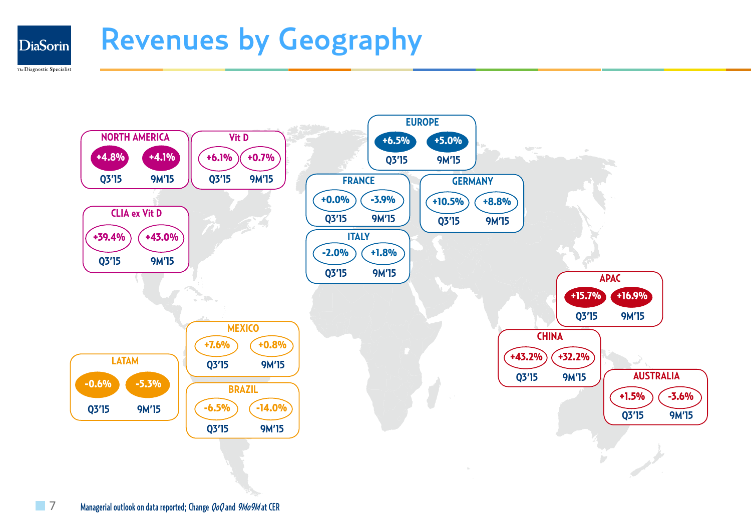# Revenues by Geography

| Region | Q3'15 | 9M'15 |
|---|---|---|
| NORTH AMERICA | +4.8% | +4.1% |
| Vit D | +6.1% | +0.7% |
| CLIA ex Vit D | +39.4% | +43.0% |
| EUROPE | +6.5% | +5.0% |
| FRANCE | +0.0% | -3.9% |
| GERMANY | +10.5% | +8.8% |
| ITALY | -2.0% | +1.8% |
| APAC | +15.7% | +16.9% |
| CHINA | +43.2% | +32.2% |
| AUSTRALIA | +1.5% | -3.6% |
| LATAM | -0.6% | -5.3% |
| MEXICO | +7.6% | +0.8% |
| BRAZIL | -6.5% | -14.0% |

Managerial outlook on data reported; Change *QoQ* and *9Mo9M* at CER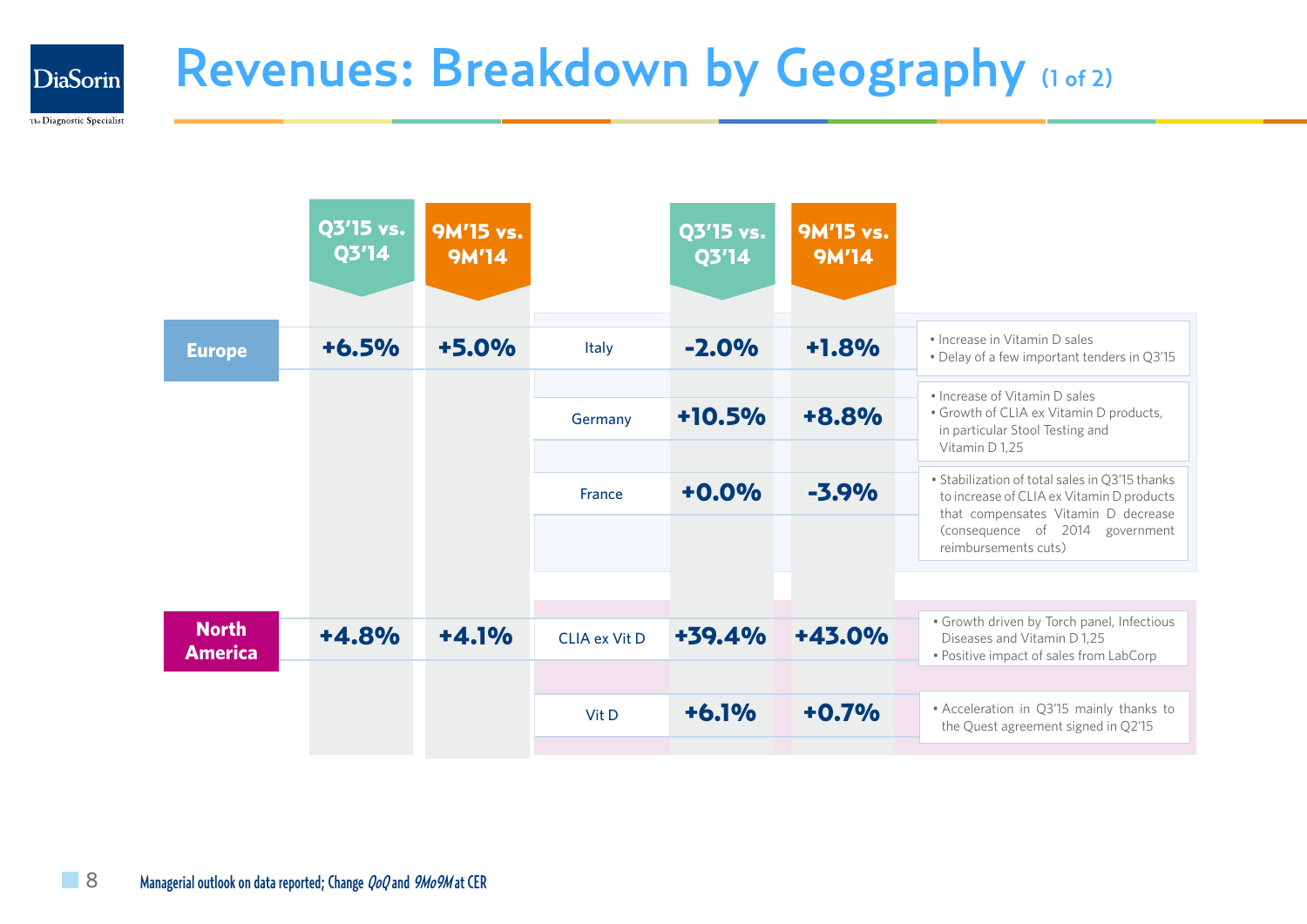# Revenues: Breakdown by Geography (1 of 2)

| Region | Q3'15 vs. Q3'14 | 9M'15 vs. 9M'14 | | Q3'15 vs. Q3'14 | 9M'15 vs. 9M'14 | Comments |
|---|---|---|---|---|---|---|
| **Europe** | **+6.5%** | **+5.0%** | Italy | **-2.0%** | **+1.8%** | • Increase in Vitamin D sales<br>• Delay of a few important tenders in Q3'15 |
| | | | Germany | **+10.5%** | **+8.8%** | • Increase of Vitamin D sales<br>• Growth of CLIA ex Vitamin D products, in particular Stool Testing and Vitamin D 1,25 |
| | | | France | **+0.0%** | **-3.9%** | • Stabilization of total sales in Q3'15 thanks to increase of CLIA ex Vitamin D products that compensates Vitamin D decrease (consequence of 2014 government reimbursements cuts) |
| **North America** | **+4.8%** | **+4.1%** | CLIA ex Vit D | **+39.4%** | **+43.0%** | • Growth driven by Torch panel, Infectious Diseases and Vitamin D 1,25<br>• Positive impact of sales from LabCorp |
| | | | Vit D | **+6.1%** | **+0.7%** | • Acceleration in Q3'15 mainly thanks to the Quest agreement signed in Q2'15 |

Managerial outlook on data reported; Change *QoQ* and *9Mo9M* at CER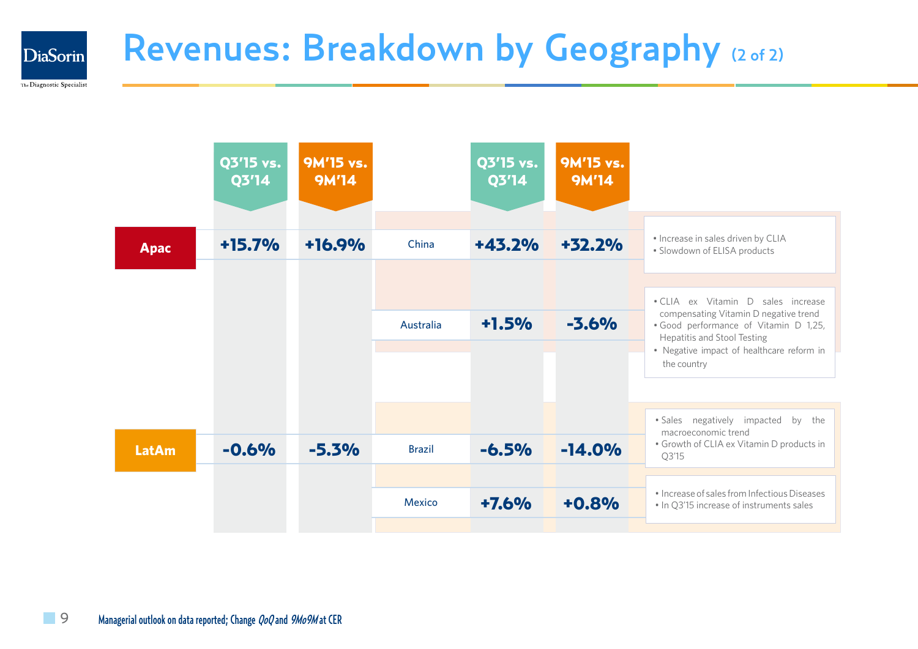# Revenues: Breakdown by Geography (2 of 2)

| Region | Q3'15 vs. Q3'14 | 9M'15 vs. 9M'14 | Country | Q3'15 vs. Q3'14 | 9M'15 vs. 9M'14 | Comments |
|---|---|---|---|---|---|---|
| Apac | +15.7% | +16.9% | China | +43.2% | +32.2% | • Increase in sales driven by CLIA<br>• Slowdown of ELISA products |
| | | | Australia | +1.5% | -3.6% | • CLIA ex Vitamin D sales increase compensating Vitamin D negative trend<br>• Good performance of Vitamin D 1,25, Hepatitis and Stool Testing<br>• Negative impact of healthcare reform in the country |
| LatAm | -0.6% | -5.3% | Brazil | -6.5% | -14.0% | • Sales negatively impacted by the macroeconomic trend<br>• Growth of CLIA ex Vitamin D products in Q3'15 |
| | | | Mexico | +7.6% | +0.8% | • Increase of sales from Infectious Diseases<br>• In Q3'15 increase of instruments sales |

Managerial outlook on data reported; Change *QoQ* and *9Mo9M* at CER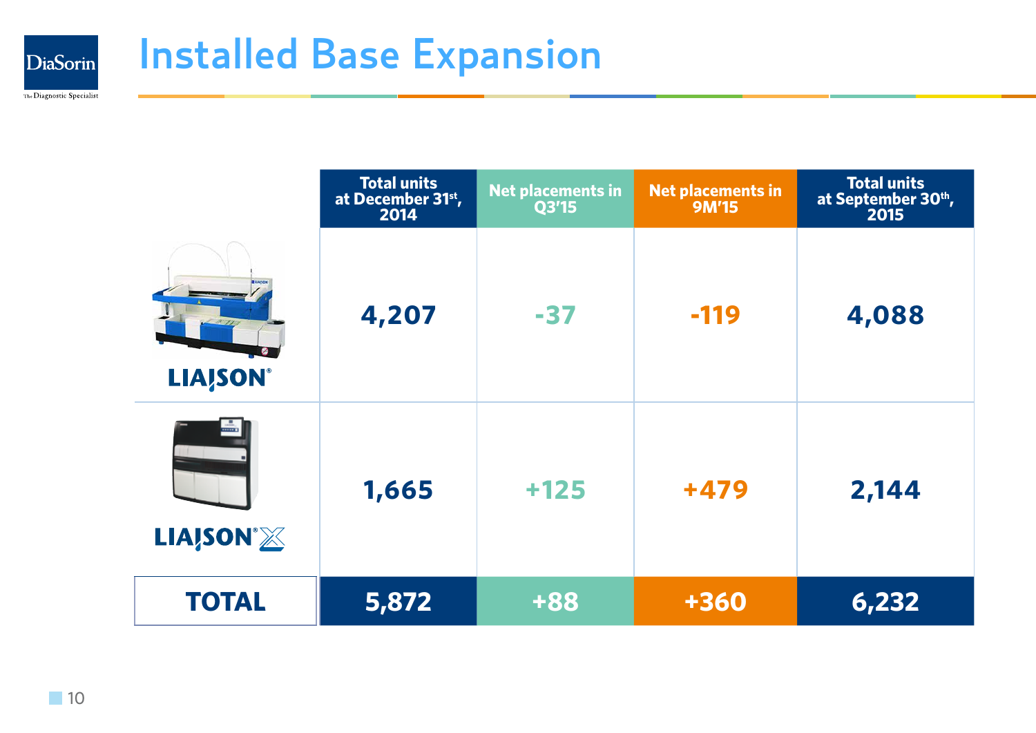# Installed Base Expansion

| | Total units at December 31st, 2014 | Net placements in Q3'15 | Net placements in 9M'15 | Total units at September 30th, 2015 |
|---|---|---|---|---|
| LIAISON® | 4,207 | -37 | -119 | 4,088 |
| LIAISON® XL | 1,665 | +125 | +479 | 2,144 |
| **TOTAL** | **5,872** | **+88** | **+360** | **6,232** |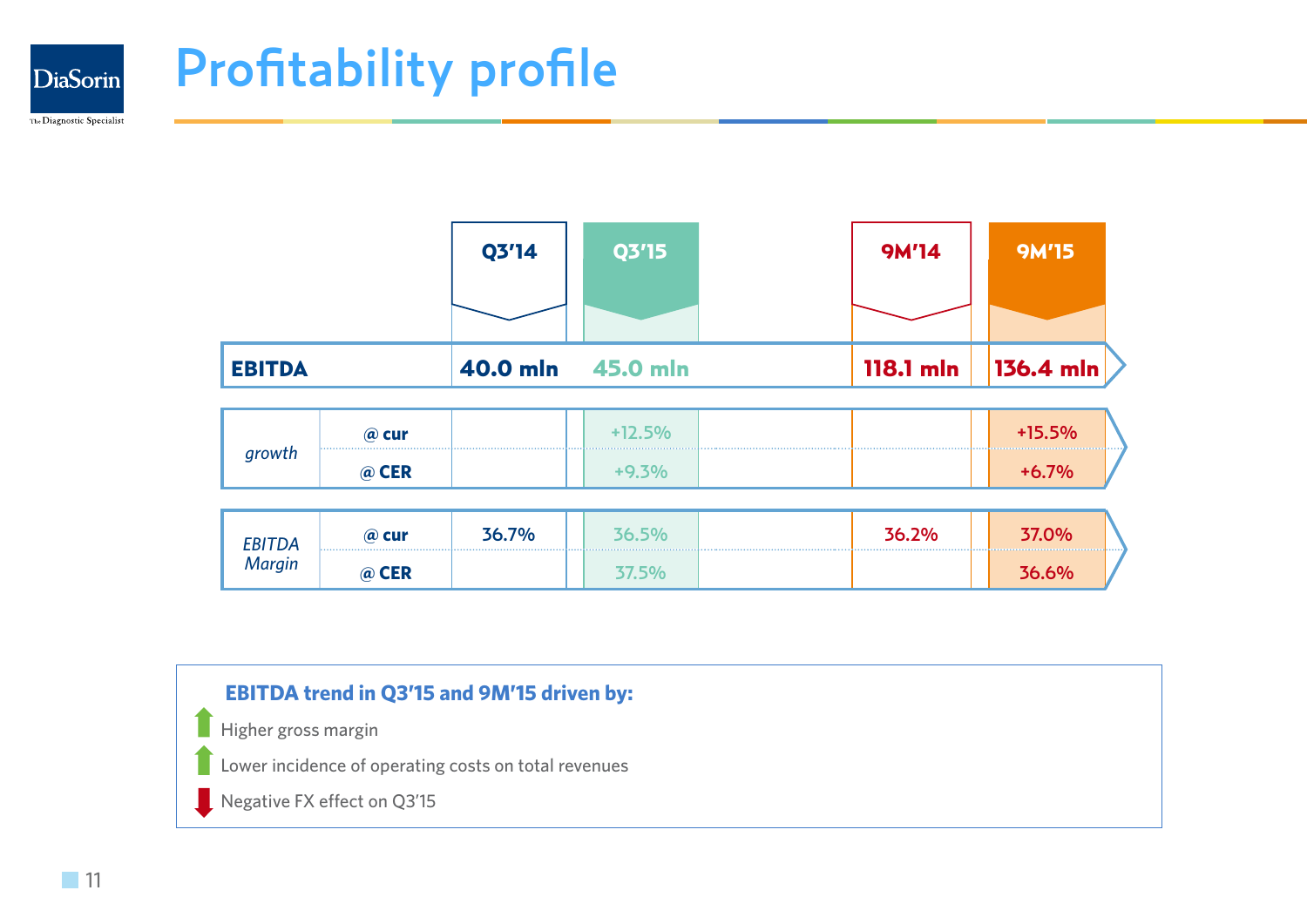# Profitability profile

| | | Q3'14 | Q3'15 | 9M'14 | 9M'15 |
|---|---|---|---|---|---|
| **EBITDA** | | 40.0 mln | 45.0 mln | 118.1 mln | 136.4 mln |
| *growth* | @ cur | | +12.5% | | +15.5% |
| | @ CER | | +9.3% | | +6.7% |
| *EBITDA Margin* | @ cur | 36.7% | 36.5% | 36.2% | 37.0% |
| | @ CER | | 37.5% | | 36.6% |

**EBITDA trend in Q3'15 and 9M'15 driven by:**

- ↑ Higher gross margin
- ↑ Lower incidence of operating costs on total revenues
- ↓ Negative FX effect on Q3'15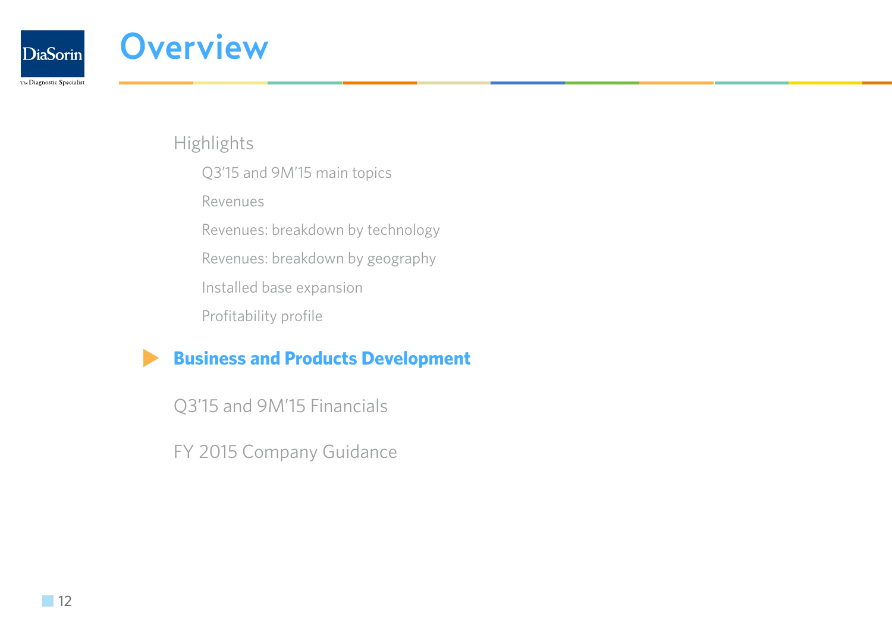# Overview

- Highlights
  - Q3'15 and 9M'15 main topics
  - Revenues
  - Revenues: breakdown by technology
  - Revenues: breakdown by geography
  - Installed base expansion
  - Profitability profile
- **Business and Products Development**
- Q3'15 and 9M'15 Financials
- FY 2015 Company Guidance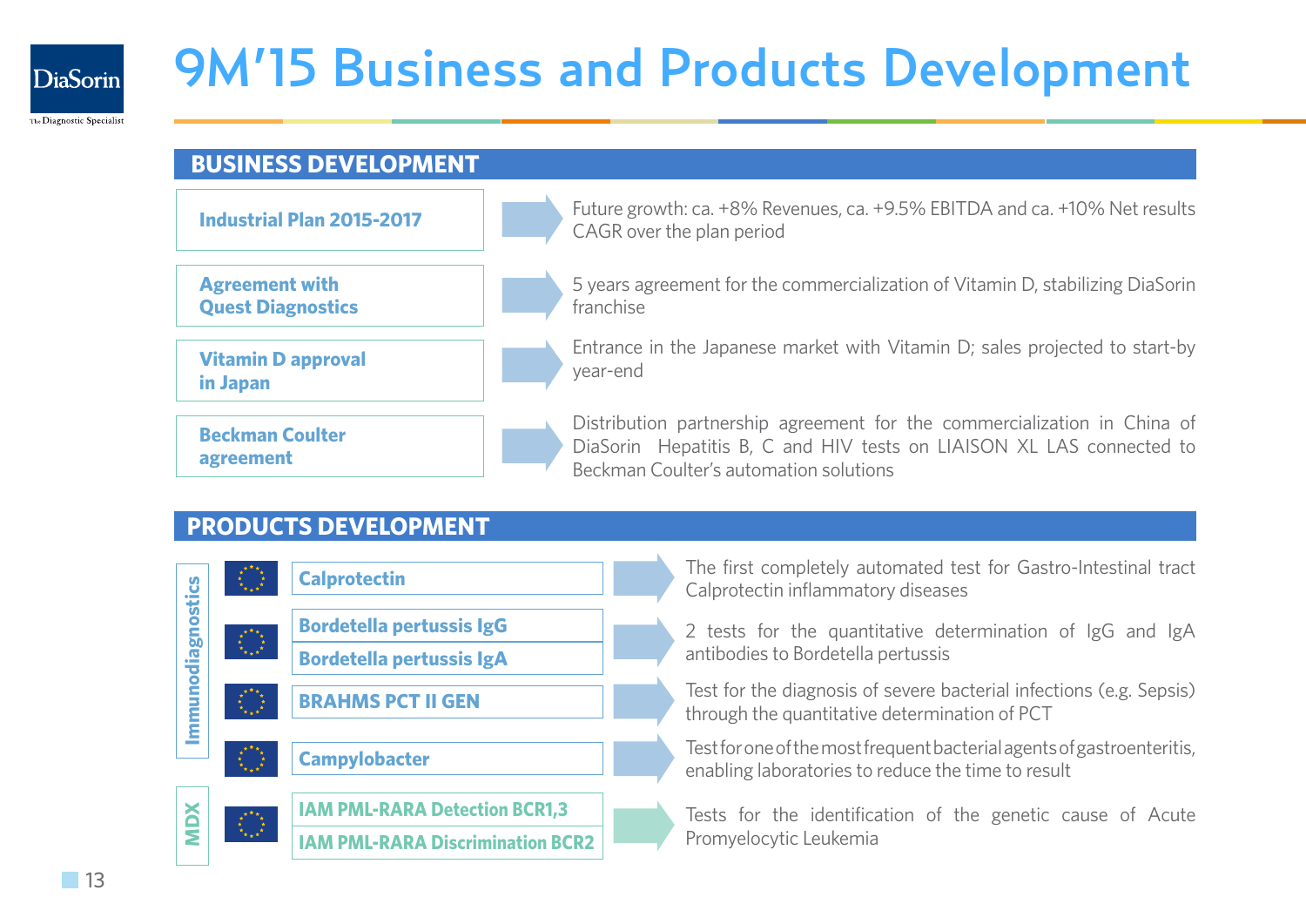# 9M'15 Business and Products Development

## BUSINESS DEVELOPMENT

| | |
|---|---|
| **Industrial Plan 2015-2017** | Future growth: ca. +8% Revenues, ca. +9.5% EBITDA and ca. +10% Net results CAGR over the plan period |
| **Agreement with Quest Diagnostics** | 5 years agreement for the commercialization of Vitamin D, stabilizing DiaSorin franchise |
| **Vitamin D approval in Japan** | Entrance in the Japanese market with Vitamin D; sales projected to start-by year-end |
| **Beckman Coulter agreement** | Distribution partnership agreement for the commercialization in China of DiaSorin Hepatitis B, C and HIV tests on LIAISON XL LAS connected to Beckman Coulter's automation solutions |

## PRODUCTS DEVELOPMENT

| Area | Product | Description |
|---|---|---|
| Immunodiagnostics | **Calprotectin** | The first completely automated test for Gastro-Intestinal tract Calprotectin inflammatory diseases |
| Immunodiagnostics | **Bordetella pertussis IgG**<br>**Bordetella pertussis IgA** | 2 tests for the quantitative determination of IgG and IgA antibodies to Bordetella pertussis |
| Immunodiagnostics | **BRAHMS PCT II GEN** | Test for the diagnosis of severe bacterial infections (e.g. Sepsis) through the quantitative determination of PCT |
| Immunodiagnostics | **Campylobacter** | Test for one of the most frequent bacterial agents of gastroenteritis, enabling laboratories to reduce the time to result |
| MDX | **IAM PML-RARA Detection BCR1,3**<br>**IAM PML-RARA Discrimination BCR2** | Tests for the identification of the genetic cause of Acute Promyelocytic Leukemia |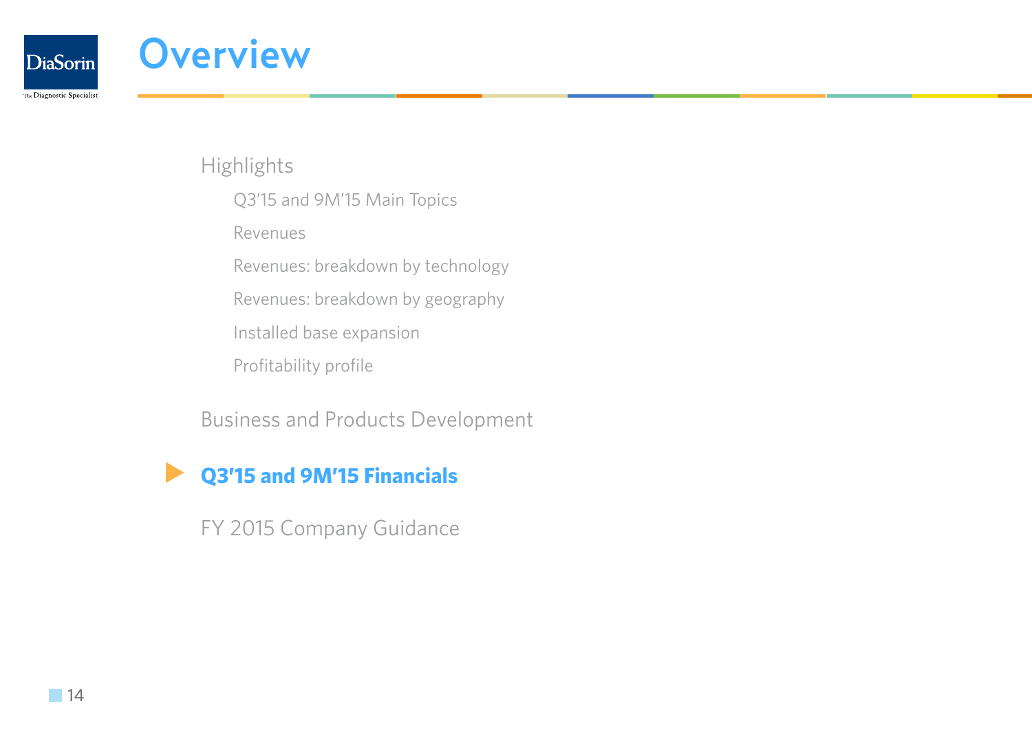# Overview

- Highlights
  - Q3'15 and 9M'15 Main Topics
  - Revenues
  - Revenues: breakdown by technology
  - Revenues: breakdown by geography
  - Installed base expansion
  - Profitability profile
- Business and Products Development
- **Q3'15 and 9M'15 Financials**
- FY 2015 Company Guidance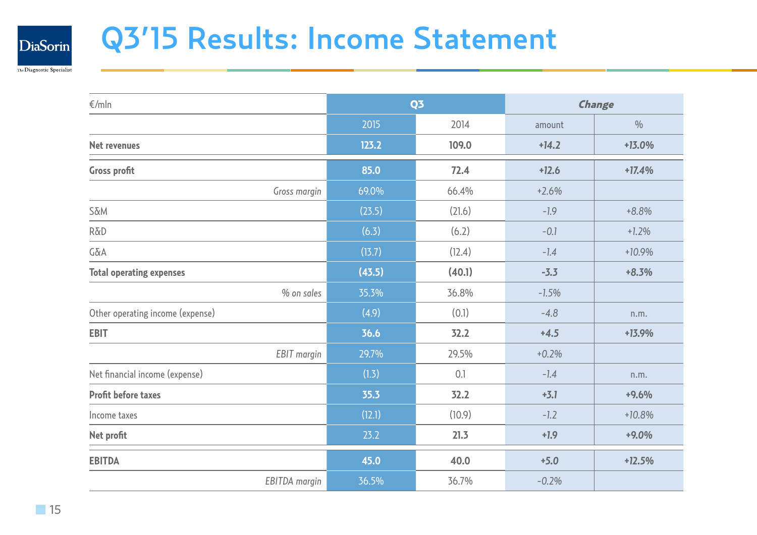# Q3'15 Results: Income Statement

| €/mln | Q3 | | Change | |
|---|---|---|---|---|
| | 2015 | 2014 | amount | % |
| **Net revenues** | **123.2** | **109.0** | **+14.2** | **+13.0%** |
| **Gross profit** | **85.0** | **72.4** | **+12.6** | **+17.4%** |
| *Gross margin* | 69.0% | 66.4% | +2.6% | |
| S&M | (23.5) | (21.6) | -1.9 | +8.8% |
| R&D | (6.3) | (6.2) | -0.1 | +1.2% |
| G&A | (13.7) | (12.4) | -1.4 | +10.9% |
| **Total operating expenses** | **(43.5)** | **(40.1)** | **-3.3** | **+8.3%** |
| *% on sales* | 35.3% | 36.8% | -1.5% | |
| Other operating income (expense) | (4.9) | (0.1) | -4.8 | n.m. |
| **EBIT** | **36.6** | **32.2** | **+4.5** | **+13.9%** |
| *EBIT margin* | 29.7% | 29.5% | +0.2% | |
| Net financial income (expense) | (1.3) | 0.1 | -1.4 | n.m. |
| **Profit before taxes** | **35.3** | **32.2** | **+3.1** | **+9.6%** |
| Income taxes | (12.1) | (10.9) | -1.2 | +10.8% |
| **Net profit** | 23.2 | **21.3** | **+1.9** | **+9.0%** |
| **EBITDA** | **45.0** | **40.0** | **+5.0** | **+12.5%** |
| *EBITDA margin* | 36.5% | 36.7% | -0.2% | |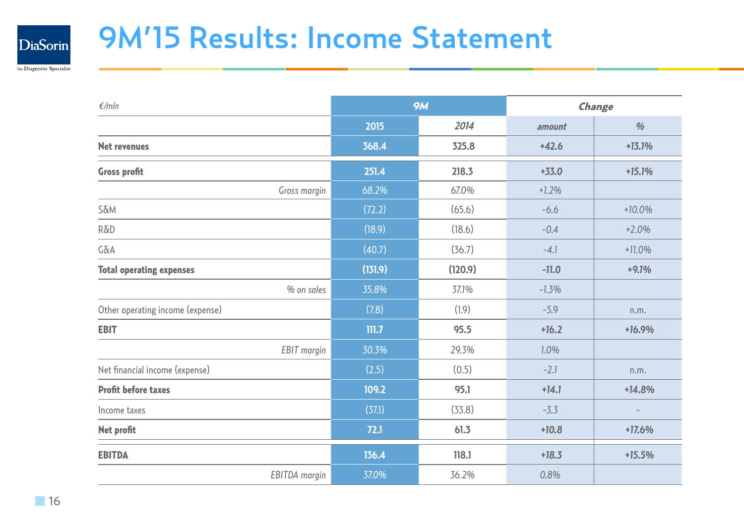# 9M'15 Results: Income Statement

| €/mln | 9M | | Change | |
|---|---|---|---|---|
| | **2015** | *2014* | *amount* | *%* |
| **Net revenues** | **368.4** | **325.8** | **+42.6** | **+13.1%** |
| **Gross profit** | **251.4** | **218.3** | **+33.0** | **+15.1%** |
| *Gross margin* | 68.2% | 67.0% | +1.2% | |
| S&M | (72.2) | (65.6) | -6.6 | +10.0% |
| R&D | (18.9) | (18.6) | -0.4 | +2.0% |
| G&A | (40.7) | (36.7) | -4.1 | +11.0% |
| **Total operating expenses** | **(131.9)** | **(120.9)** | **-11.0** | **+9.1%** |
| *% on sales* | 35.8% | 37.1% | -1.3% | |
| Other operating income (expense) | (7.8) | (1.9) | -5.9 | n.m. |
| **EBIT** | **111.7** | **95.5** | **+16.2** | **+16.9%** |
| *EBIT margin* | 30.3% | 29.3% | 1.0% | |
| Net financial income (expense) | (2.5) | (0.5) | -2.1 | n.m. |
| **Profit before taxes** | **109.2** | **95.1** | **+14.1** | **+14.8%** |
| Income taxes | (37.1) | (33.8) | -3.3 | - |
| **Net profit** | **72.1** | **61.3** | **+10.8** | **+17.6%** |
| **EBITDA** | **136.4** | **118.1** | **+18.3** | **+15.5%** |
| *EBITDA margin* | 37.0% | 36.2% | 0.8% | |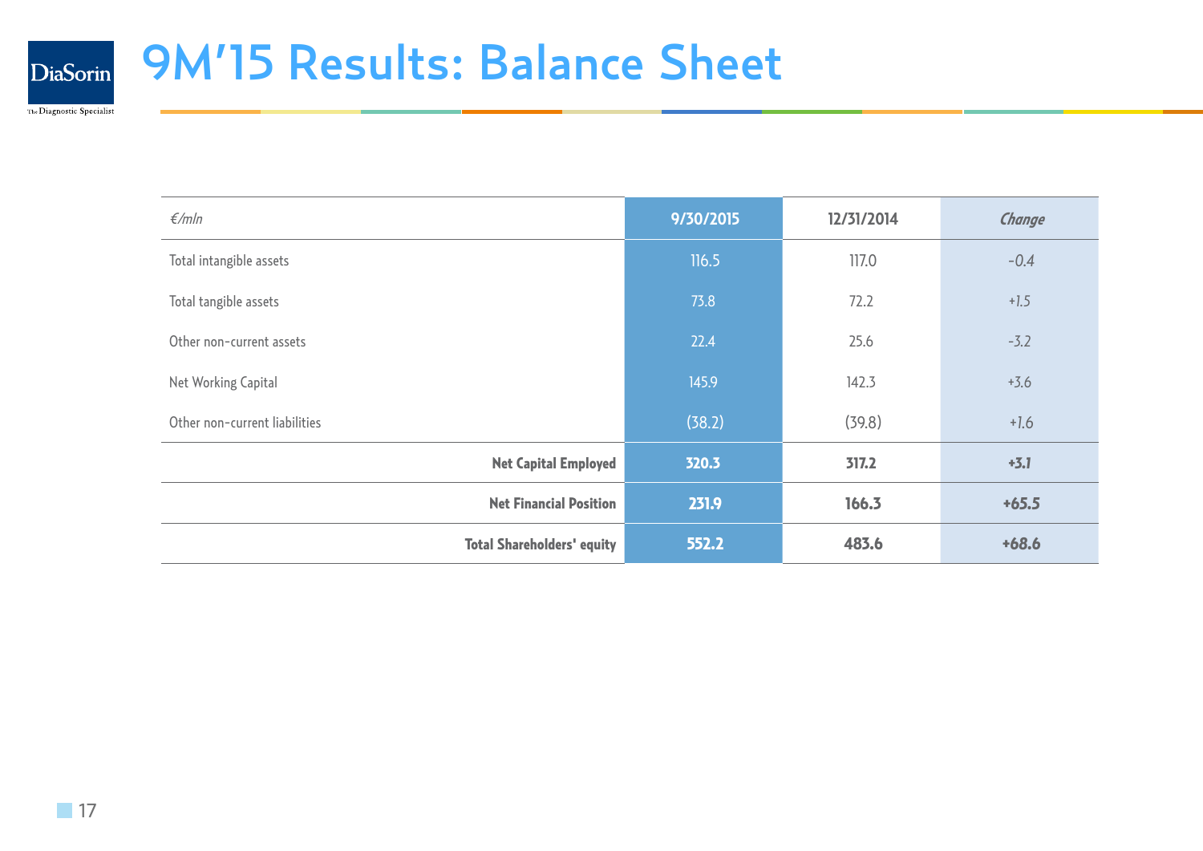# 9M'15 Results: Balance Sheet

| €/mln | 9/30/2015 | 12/31/2014 | *Change* |
|---|---|---|---|
| Total intangible assets | 116.5 | 117.0 | -0.4 |
| Total tangible assets | 73.8 | 72.2 | +1.5 |
| Other non-current assets | 22.4 | 25.6 | -3.2 |
| Net Working Capital | 145.9 | 142.3 | +3.6 |
| Other non-current liabilities | (38.2) | (39.8) | +1.6 |
| **Net Capital Employed** | **320.3** | **317.2** | **+3.1** |
| **Net Financial Position** | **231.9** | **166.3** | **+65.5** |
| **Total Shareholders' equity** | **552.2** | **483.6** | **+68.6** |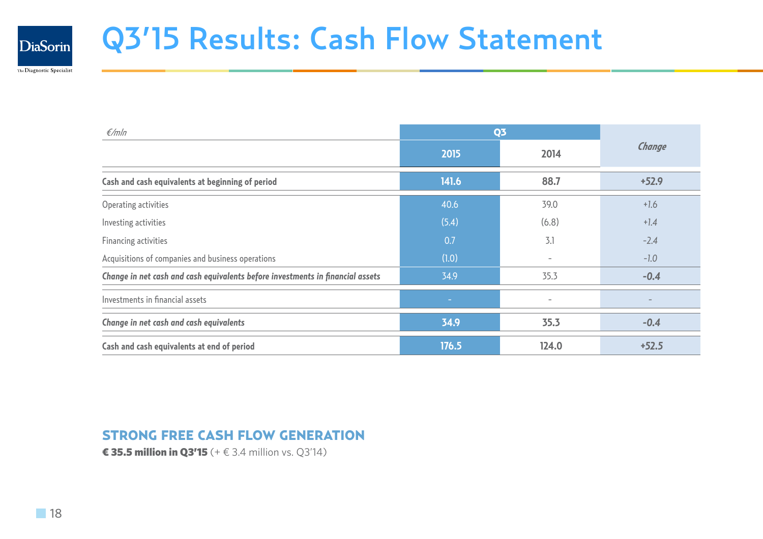# Q3'15 Results: Cash Flow Statement

| €/mln | Q3 | | Change |
|---|---|---|---|
| | 2015 | 2014 | |
| **Cash and cash equivalents at beginning of period** | **141.6** | **88.7** | **+52.9** |
| Operating activities | 40.6 | 39.0 | +1.6 |
| Investing activities | (5.4) | (6.8) | +1.4 |
| Financing activities | 0.7 | 3.1 | -2.4 |
| Acquisitions of companies and business operations | (1.0) | - | -1.0 |
| ***Change in net cash and cash equivalents before investments in financial assets*** | 34.9 | 35.3 | **-0.4** |
| Investments in financial assets | - | - | - |
| ***Change in net cash and cash equivalents*** | **34.9** | **35.3** | **-0.4** |
| **Cash and cash equivalents at end of period** | **176.5** | **124.0** | **+52.5** |

## STRONG FREE CASH FLOW GENERATION

**€ 35.5 million in Q3'15** (+ € 3.4 million vs. Q3'14)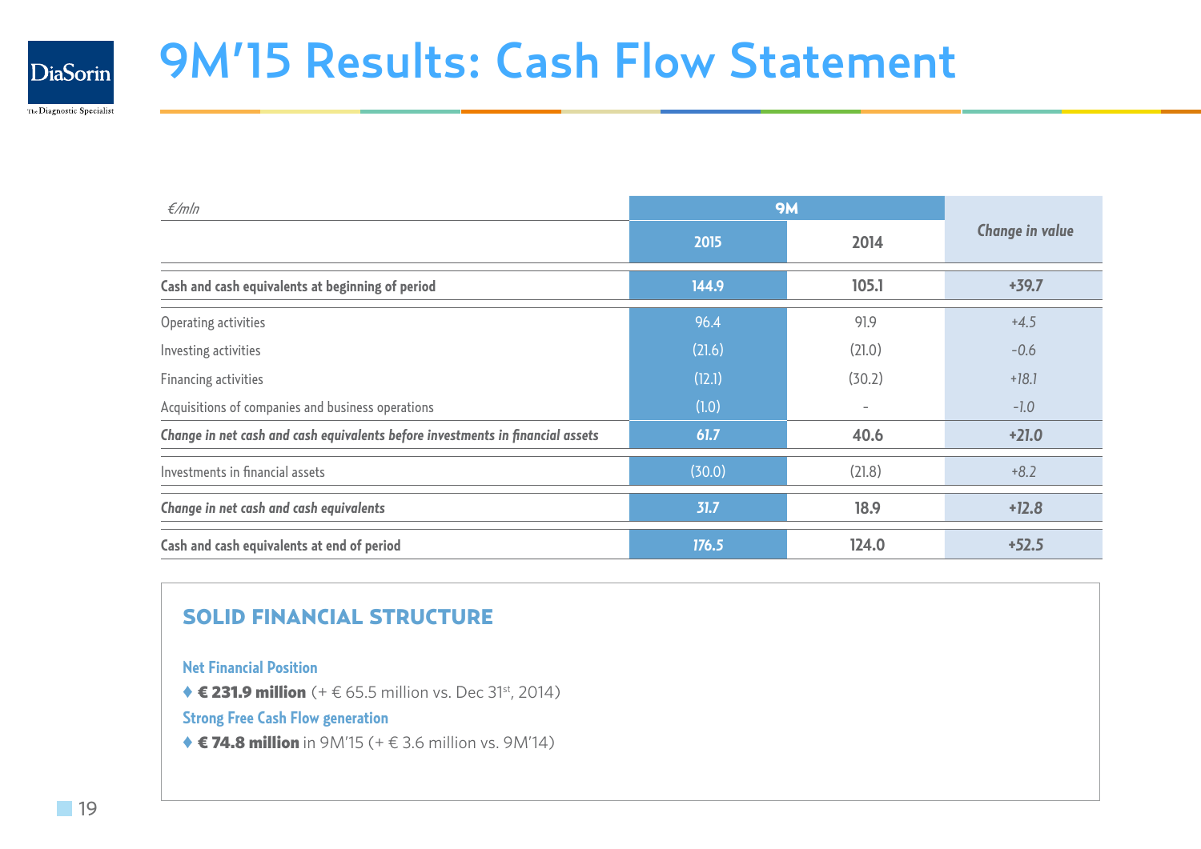# 9M'15 Results: Cash Flow Statement

| €/mln | 9M | | Change in value |
|---|---|---|---|
| | 2015 | 2014 | |
| **Cash and cash equivalents at beginning of period** | **144.9** | **105.1** | **+39.7** |
| Operating activities | 96.4 | 91.9 | *+4.5* |
| Investing activities | (21.6) | (21.0) | *-0.6* |
| Financing activities | (12.1) | (30.2) | *+18.1* |
| Acquisitions of companies and business operations | (1.0) | - | *-1.0* |
| ***Change in net cash and cash equivalents before investments in financial assets*** | **61.7** | **40.6** | **+21.0** |
| Investments in financial assets | (30.0) | (21.8) | *+8.2* |
| ***Change in net cash and cash equivalents*** | **31.7** | **18.9** | **+12.8** |
| **Cash and cash equivalents at end of period** | ***176.5*** | **124.0** | **+52.5** |

## SOLID FINANCIAL STRUCTURE

**Net Financial Position**

- **€ 231.9 million** (+ € 65.5 million vs. Dec 31st, 2014)

**Strong Free Cash Flow generation**

- **€ 74.8 million** in 9M'15 (+ € 3.6 million vs. 9M'14)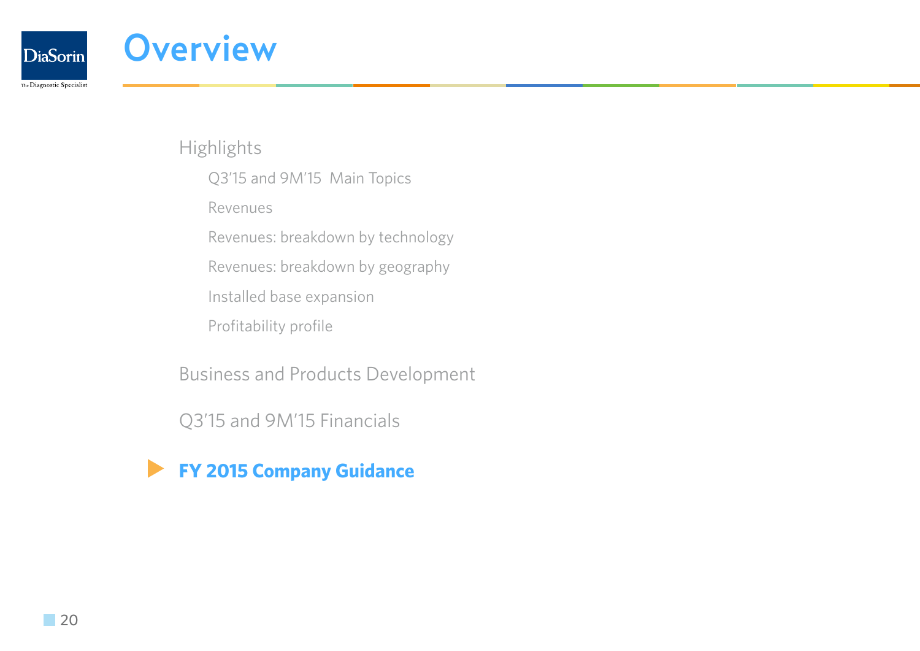# Overview

- Highlights
  - Q3'15 and 9M'15 Main Topics
  - Revenues
  - Revenues: breakdown by technology
  - Revenues: breakdown by geography
  - Installed base expansion
  - Profitability profile
- Business and Products Development
- Q3'15 and 9M'15 Financials
- **FY 2015 Company Guidance**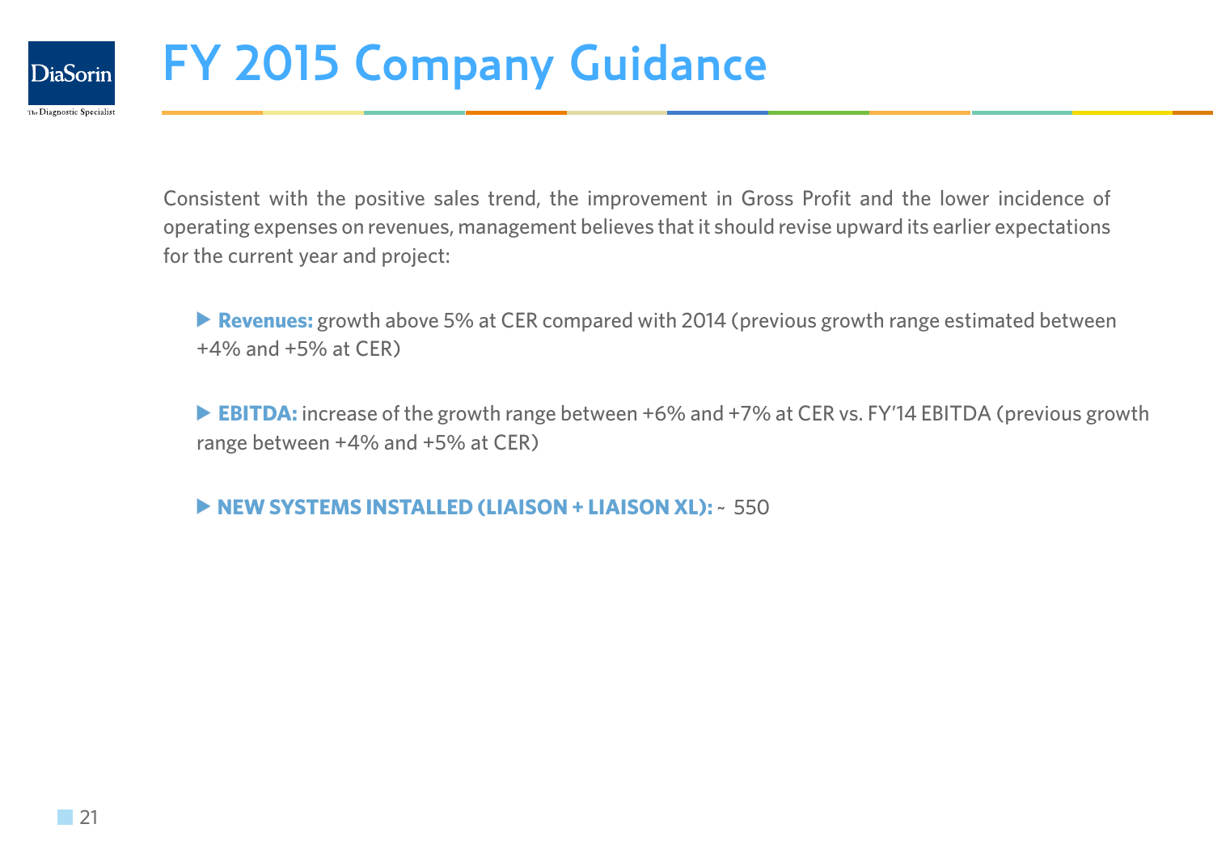# FY 2015 Company Guidance

Consistent with the positive sales trend, the improvement in Gross Profit and the lower incidence of operating expenses on revenues, management believes that it should revise upward its earlier expectations for the current year and project:

- **Revenues:** growth above 5% at CER compared with 2014 (previous growth range estimated between +4% and +5% at CER)

- **EBITDA:** increase of the growth range between +6% and +7% at CER vs. FY'14 EBITDA (previous growth range between +4% and +5% at CER)

- **NEW SYSTEMS INSTALLED (LIAISON + LIAISON XL):** ~ 550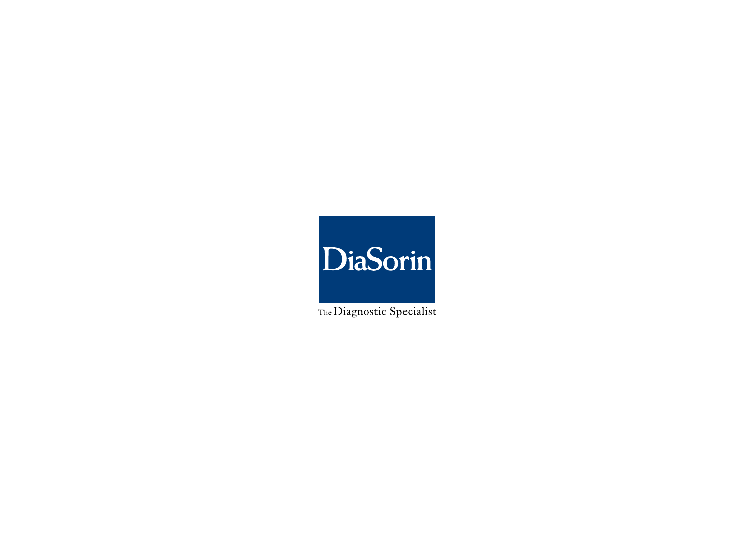DiaSorin

The Diagnostic Specialist